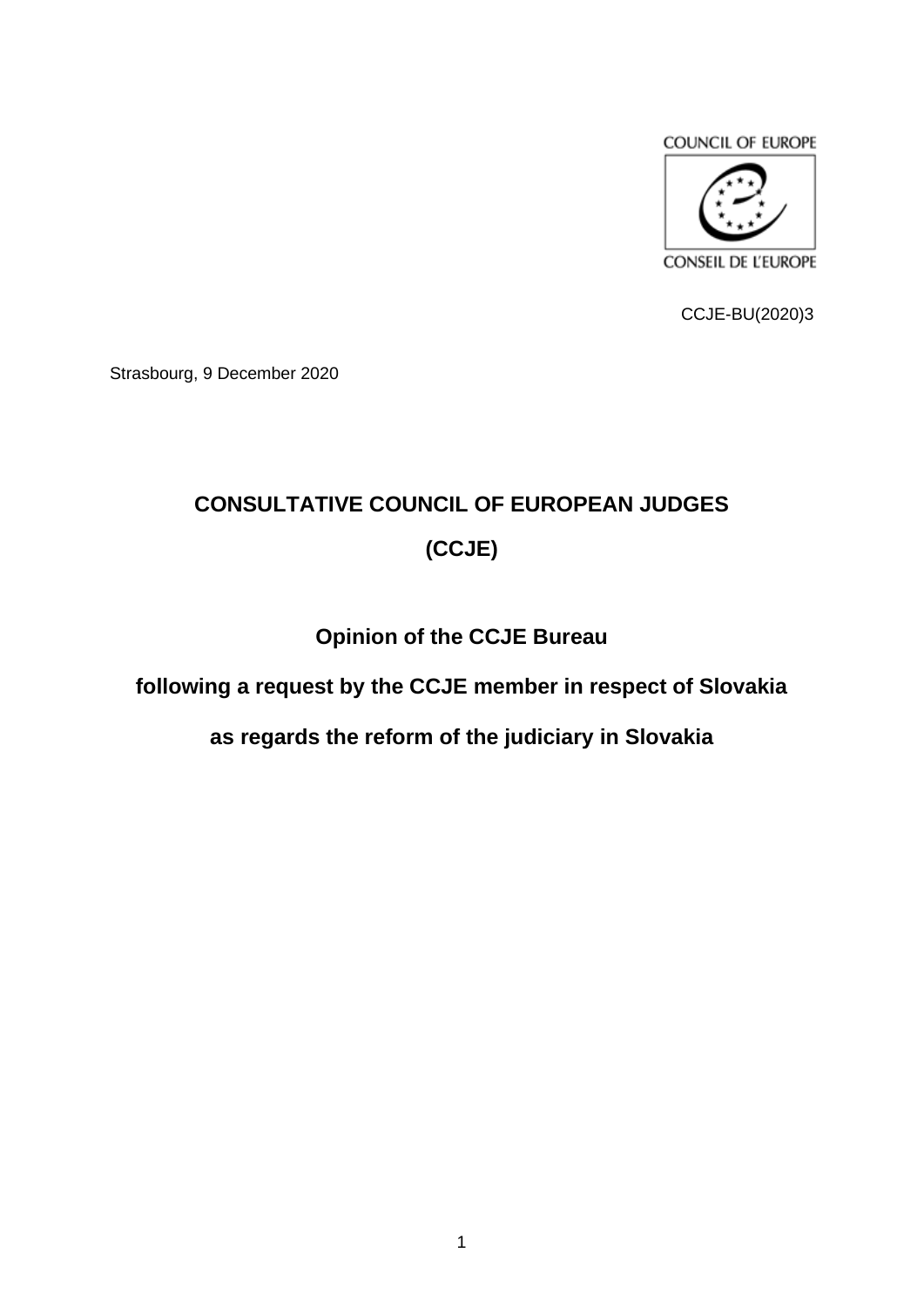COUNCIL OF EUROPE

CONSEIL DE L'EUROPE

CCJE-BU(2020)3

Strasbourg, 9 December 2020

# CONSULTATIVE COUNCIL OF EUROPEAN JUDGES

# (CCJE)

## Opinion of the CCJE Bureau

## following a request by the CCJE member in respect of Slovakia

## as regards the reform of the judiciary in Slovakia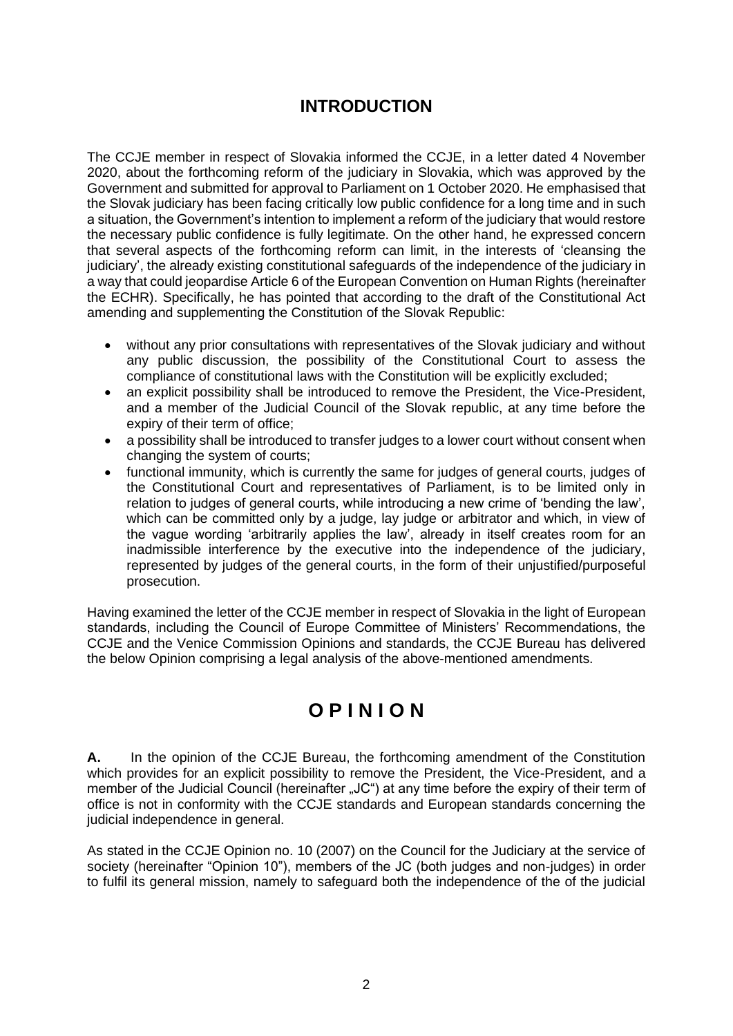## INTRODUCTION

The CCJE member in respect of Slovakia informed the CCJE, in a letter dated 4 November 2020, about the forthcoming reform of the judiciary in Slovakia, which was approved by the Government and submitted for approval to Parliament on 1 October 2020. He emphasised that the Slovak judiciary has been facing critically low public confidence for a long time and in such a situation, the Government's intention to implement a reform of the judiciary that would restore the necessary public confidence is fully legitimate. On the other hand, he expressed concern that several aspects of the forthcoming reform can limit, in the interests of 'cleansing the judiciary', the already existing constitutional safeguards of the independence of the judiciary in a way that could jeopardise Article 6 of the European Convention on Human Rights (hereinafter the ECHR). Specifically, he has pointed that according to the draft of the Constitutional Act amending and supplementing the Constitution of the Slovak Republic:

- without any prior consultations with representatives of the Slovak judiciary and without any public discussion, the possibility of the Constitutional Court to assess the compliance of constitutional laws with the Constitution will be explicitly excluded;
- an explicit possibility shall be introduced to remove the President, the Vice-President, and a member of the Judicial Council of the Slovak republic, at any time before the expiry of their term of office;
- a possibility shall be introduced to transfer judges to a lower court without consent when changing the system of courts;
- functional immunity, which is currently the same for judges of general courts, judges of the Constitutional Court and representatives of Parliament, is to be limited only in relation to judges of general courts, while introducing a new crime of 'bending the law', which can be committed only by a judge, lay judge or arbitrator and which, in view of the vague wording 'arbitrarily applies the law', already in itself creates room for an inadmissible interference by the executive into the independence of the judiciary, represented by judges of the general courts, in the form of their unjustified/purposeful prosecution.

Having examined the letter of the CCJE member in respect of Slovakia in the light of European standards, including the Council of Europe Committee of Ministers' Recommendations, the CCJE and the Venice Commission Opinions and standards, the CCJE Bureau has delivered the below Opinion comprising a legal analysis of the above-mentioned amendments.

## O P I N I O N

**A.** In the opinion of the CCJE Bureau, the forthcoming amendment of the Constitution which provides for an explicit possibility to remove the President, the Vice-President, and a member of the Judicial Council (hereinafter „JC") at any time before the expiry of their term of office is not in conformity with the CCJE standards and European standards concerning the judicial independence in general.

As stated in the CCJE Opinion no. 10 (2007) on the Council for the Judiciary at the service of society (hereinafter "Opinion 10"), members of the JC (both judges and non-judges) in order to fulfil its general mission, namely to safeguard both the independence of the of the judicial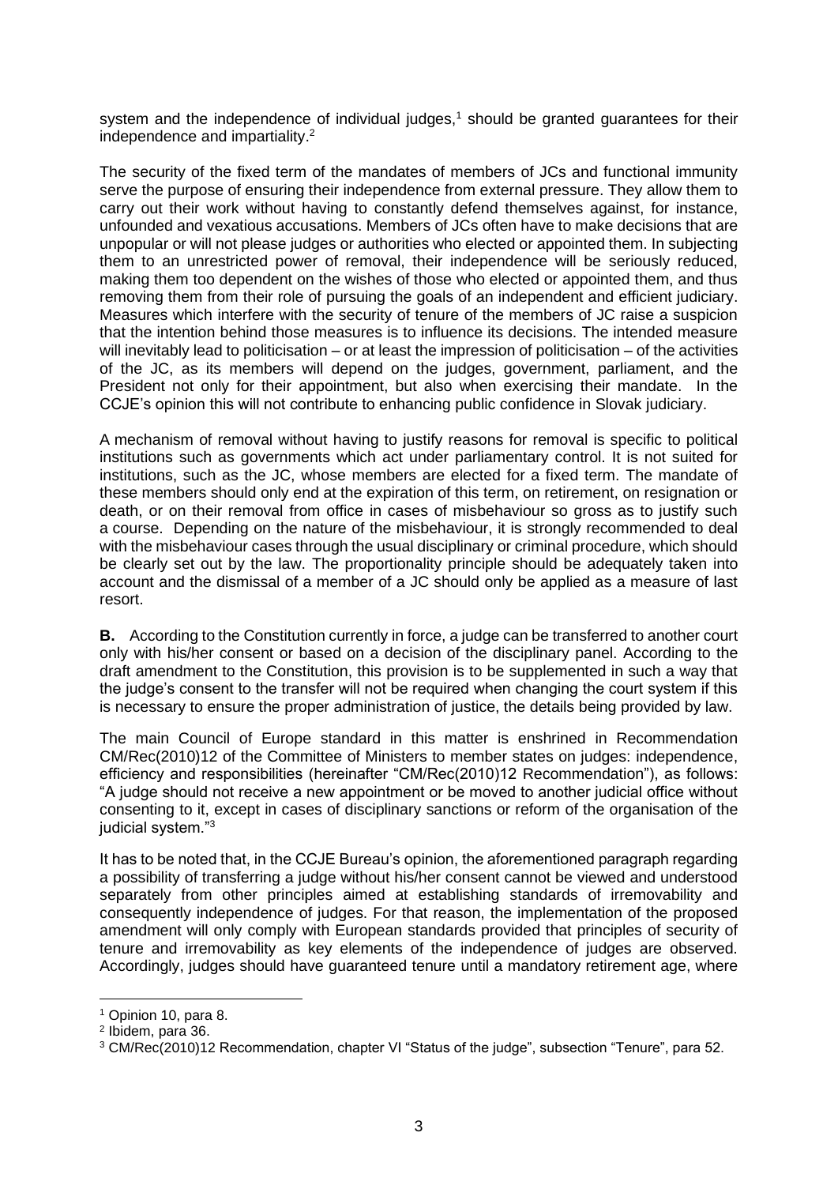system and the independence of individual judges,[1] should be granted guarantees for their independence and impartiality.[2]

The security of the fixed term of the mandates of members of JCs and functional immunity serve the purpose of ensuring their independence from external pressure. They allow them to carry out their work without having to constantly defend themselves against, for instance, unfounded and vexatious accusations. Members of JCs often have to make decisions that are unpopular or will not please judges or authorities who elected or appointed them. In subjecting them to an unrestricted power of removal, their independence will be seriously reduced, making them too dependent on the wishes of those who elected or appointed them, and thus removing them from their role of pursuing the goals of an independent and efficient judiciary. Measures which interfere with the security of tenure of the members of JC raise a suspicion that the intention behind those measures is to influence its decisions. The intended measure will inevitably lead to politicisation – or at least the impression of politicisation – of the activities of the JC, as its members will depend on the judges, government, parliament, and the President not only for their appointment, but also when exercising their mandate. In the CCJE's opinion this will not contribute to enhancing public confidence in Slovak judiciary.

A mechanism of removal without having to justify reasons for removal is specific to political institutions such as governments which act under parliamentary control. It is not suited for institutions, such as the JC, whose members are elected for a fixed term. The mandate of these members should only end at the expiration of this term, on retirement, on resignation or death, or on their removal from office in cases of misbehaviour so gross as to justify such a course. Depending on the nature of the misbehaviour, it is strongly recommended to deal with the misbehaviour cases through the usual disciplinary or criminal procedure, which should be clearly set out by the law. The proportionality principle should be adequately taken into account and the dismissal of a member of a JC should only be applied as a measure of last resort.

**B.** According to the Constitution currently in force, a judge can be transferred to another court only with his/her consent or based on a decision of the disciplinary panel. According to the draft amendment to the Constitution, this provision is to be supplemented in such a way that the judge's consent to the transfer will not be required when changing the court system if this is necessary to ensure the proper administration of justice, the details being provided by law.

The main Council of Europe standard in this matter is enshrined in Recommendation CM/Rec(2010)12 of the Committee of Ministers to member states on judges: independence, efficiency and responsibilities (hereinafter "CM/Rec(2010)12 Recommendation"), as follows: "A judge should not receive a new appointment or be moved to another judicial office without consenting to it, except in cases of disciplinary sanctions or reform of the organisation of the judicial system."[3]

It has to be noted that, in the CCJE Bureau's opinion, the aforementioned paragraph regarding a possibility of transferring a judge without his/her consent cannot be viewed and understood separately from other principles aimed at establishing standards of irremovability and consequently independence of judges. For that reason, the implementation of the proposed amendment will only comply with European standards provided that principles of security of tenure and irremovability as key elements of the independence of judges are observed. Accordingly, judges should have guaranteed tenure until a mandatory retirement age, where

---

[1] Opinion 10, para 8.

[2] Ibidem, para 36.

[3] CM/Rec(2010)12 Recommendation, chapter VI "Status of the judge", subsection "Tenure", para 52.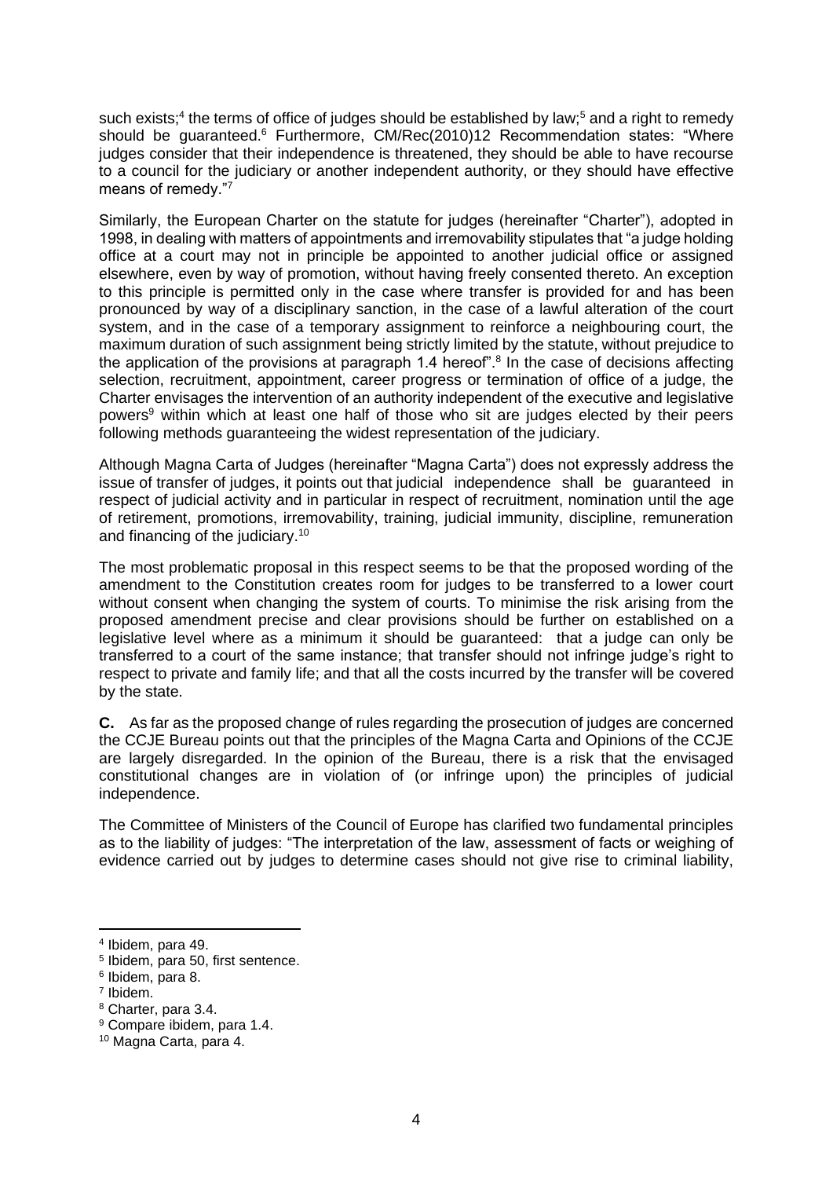such exists;[4] the terms of office of judges should be established by law;[5] and a right to remedy should be guaranteed.[6] Furthermore, CM/Rec(2010)12 Recommendation states: "Where judges consider that their independence is threatened, they should be able to have recourse to a council for the judiciary or another independent authority, or they should have effective means of remedy."[7]

Similarly, the European Charter on the statute for judges (hereinafter "Charter"), adopted in 1998, in dealing with matters of appointments and irremovability stipulates that "a judge holding office at a court may not in principle be appointed to another judicial office or assigned elsewhere, even by way of promotion, without having freely consented thereto. An exception to this principle is permitted only in the case where transfer is provided for and has been pronounced by way of a disciplinary sanction, in the case of a lawful alteration of the court system, and in the case of a temporary assignment to reinforce a neighbouring court, the maximum duration of such assignment being strictly limited by the statute, without prejudice to the application of the provisions at paragraph 1.4 hereof".[8] In the case of decisions affecting selection, recruitment, appointment, career progress or termination of office of a judge, the Charter envisages the intervention of an authority independent of the executive and legislative powers[9] within which at least one half of those who sit are judges elected by their peers following methods guaranteeing the widest representation of the judiciary.

Although Magna Carta of Judges (hereinafter "Magna Carta") does not expressly address the issue of transfer of judges, it points out that judicial independence shall be guaranteed in respect of judicial activity and in particular in respect of recruitment, nomination until the age of retirement, promotions, irremovability, training, judicial immunity, discipline, remuneration and financing of the judiciary.[10]

The most problematic proposal in this respect seems to be that the proposed wording of the amendment to the Constitution creates room for judges to be transferred to a lower court without consent when changing the system of courts. To minimise the risk arising from the proposed amendment precise and clear provisions should be further on established on a legislative level where as a minimum it should be guaranteed: that a judge can only be transferred to a court of the same instance; that transfer should not infringe judge's right to respect to private and family life; and that all the costs incurred by the transfer will be covered by the state.

**C.** As far as the proposed change of rules regarding the prosecution of judges are concerned the CCJE Bureau points out that the principles of the Magna Carta and Opinions of the CCJE are largely disregarded. In the opinion of the Bureau, there is a risk that the envisaged constitutional changes are in violation of (or infringe upon) the principles of judicial independence.

The Committee of Ministers of the Council of Europe has clarified two fundamental principles as to the liability of judges: "The interpretation of the law, assessment of facts or weighing of evidence carried out by judges to determine cases should not give rise to criminal liability,

---

[4] Ibidem, para 49.

[5] Ibidem, para 50, first sentence.

[6] Ibidem, para 8.

[7] Ibidem.

[8] Charter, para 3.4.

[9] Compare ibidem, para 1.4.

[10] Magna Carta, para 4.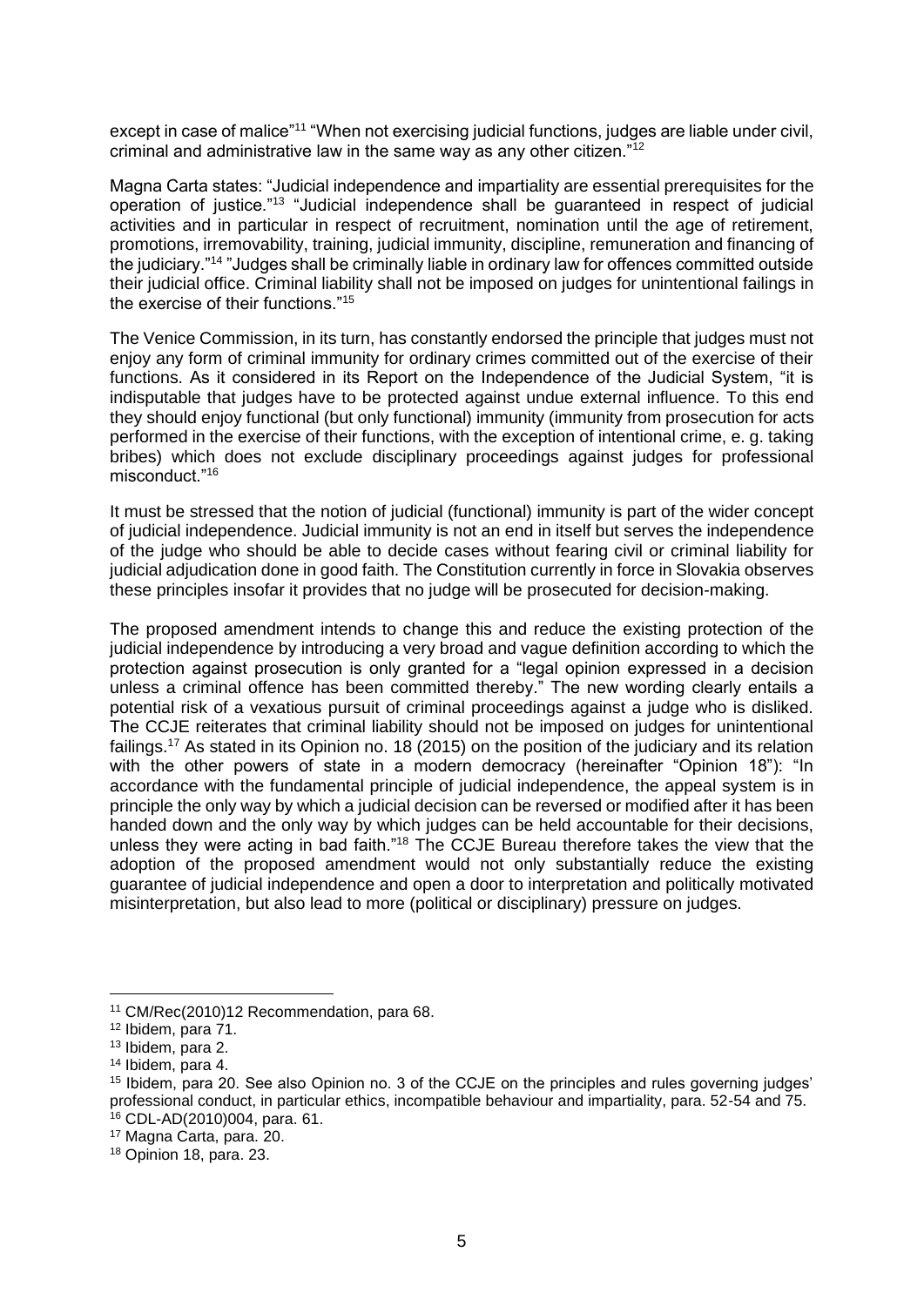except in case of malice"[11] "When not exercising judicial functions, judges are liable under civil, criminal and administrative law in the same way as any other citizen."[12]

Magna Carta states: "Judicial independence and impartiality are essential prerequisites for the operation of justice."[13] "Judicial independence shall be guaranteed in respect of judicial activities and in particular in respect of recruitment, nomination until the age of retirement, promotions, irremovability, training, judicial immunity, discipline, remuneration and financing of the judiciary."[14] "Judges shall be criminally liable in ordinary law for offences committed outside their judicial office. Criminal liability shall not be imposed on judges for unintentional failings in the exercise of their functions."[15]

The Venice Commission, in its turn, has constantly endorsed the principle that judges must not enjoy any form of criminal immunity for ordinary crimes committed out of the exercise of their functions. As it considered in its Report on the Independence of the Judicial System, "it is indisputable that judges have to be protected against undue external influence. To this end they should enjoy functional (but only functional) immunity (immunity from prosecution for acts performed in the exercise of their functions, with the exception of intentional crime, e. g. taking bribes) which does not exclude disciplinary proceedings against judges for professional misconduct."[16]

It must be stressed that the notion of judicial (functional) immunity is part of the wider concept of judicial independence. Judicial immunity is not an end in itself but serves the independence of the judge who should be able to decide cases without fearing civil or criminal liability for judicial adjudication done in good faith. The Constitution currently in force in Slovakia observes these principles insofar it provides that no judge will be prosecuted for decision-making.

The proposed amendment intends to change this and reduce the existing protection of the judicial independence by introducing a very broad and vague definition according to which the protection against prosecution is only granted for a "legal opinion expressed in a decision unless a criminal offence has been committed thereby." The new wording clearly entails a potential risk of a vexatious pursuit of criminal proceedings against a judge who is disliked. The CCJE reiterates that criminal liability should not be imposed on judges for unintentional failings.[17] As stated in its Opinion no. 18 (2015) on the position of the judiciary and its relation with the other powers of state in a modern democracy (hereinafter "Opinion 18"): "In accordance with the fundamental principle of judicial independence, the appeal system is in principle the only way by which a judicial decision can be reversed or modified after it has been handed down and the only way by which judges can be held accountable for their decisions, unless they were acting in bad faith."[18] The CCJE Bureau therefore takes the view that the adoption of the proposed amendment would not only substantially reduce the existing guarantee of judicial independence and open a door to interpretation and politically motivated misinterpretation, but also lead to more (political or disciplinary) pressure on judges.

---

[11] CM/Rec(2010)12 Recommendation, para 68.

[12] Ibidem, para 71.

[13] Ibidem, para 2.

[14] Ibidem, para 4.

[15] Ibidem, para 20. See also Opinion no. 3 of the CCJE on the principles and rules governing judges' professional conduct, in particular ethics, incompatible behaviour and impartiality, para. 52-54 and 75.

[16] CDL-AD(2010)004, para. 61.

[17] Magna Carta, para. 20.

[18] Opinion 18, para. 23.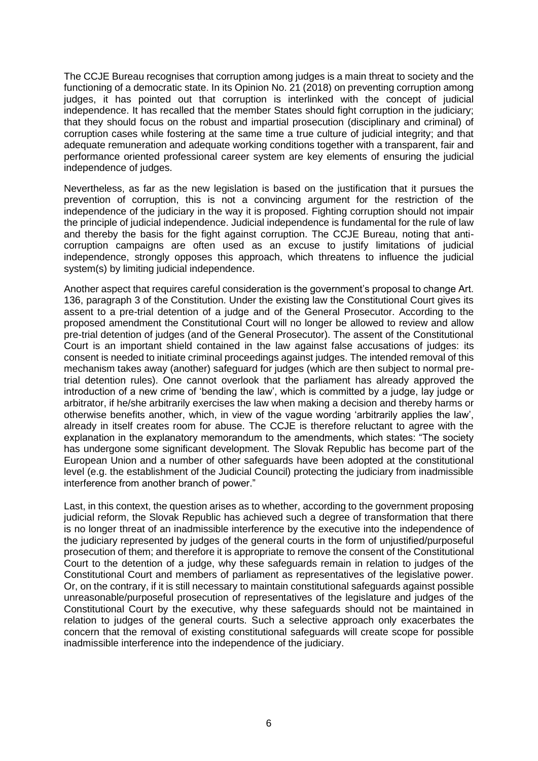The CCJE Bureau recognises that corruption among judges is a main threat to society and the functioning of a democratic state. In its Opinion No. 21 (2018) on preventing corruption among judges, it has pointed out that corruption is interlinked with the concept of judicial independence. It has recalled that the member States should fight corruption in the judiciary; that they should focus on the robust and impartial prosecution (disciplinary and criminal) of corruption cases while fostering at the same time a true culture of judicial integrity; and that adequate remuneration and adequate working conditions together with a transparent, fair and performance oriented professional career system are key elements of ensuring the judicial independence of judges.

Nevertheless, as far as the new legislation is based on the justification that it pursues the prevention of corruption, this is not a convincing argument for the restriction of the independence of the judiciary in the way it is proposed. Fighting corruption should not impair the principle of judicial independence. Judicial independence is fundamental for the rule of law and thereby the basis for the fight against corruption. The CCJE Bureau, noting that anti-corruption campaigns are often used as an excuse to justify limitations of judicial independence, strongly opposes this approach, which threatens to influence the judicial system(s) by limiting judicial independence.

Another aspect that requires careful consideration is the government's proposal to change Art. 136, paragraph 3 of the Constitution. Under the existing law the Constitutional Court gives its assent to a pre-trial detention of a judge and of the General Prosecutor. According to the proposed amendment the Constitutional Court will no longer be allowed to review and allow pre-trial detention of judges (and of the General Prosecutor). The assent of the Constitutional Court is an important shield contained in the law against false accusations of judges: its consent is needed to initiate criminal proceedings against judges. The intended removal of this mechanism takes away (another) safeguard for judges (which are then subject to normal pre-trial detention rules). One cannot overlook that the parliament has already approved the introduction of a new crime of 'bending the law', which is committed by a judge, lay judge or arbitrator, if he/she arbitrarily exercises the law when making a decision and thereby harms or otherwise benefits another, which, in view of the vague wording 'arbitrarily applies the law', already in itself creates room for abuse. The CCJE is therefore reluctant to agree with the explanation in the explanatory memorandum to the amendments, which states: "The society has undergone some significant development. The Slovak Republic has become part of the European Union and a number of other safeguards have been adopted at the constitutional level (e.g. the establishment of the Judicial Council) protecting the judiciary from inadmissible interference from another branch of power."

Last, in this context, the question arises as to whether, according to the government proposing judicial reform, the Slovak Republic has achieved such a degree of transformation that there is no longer threat of an inadmissible interference by the executive into the independence of the judiciary represented by judges of the general courts in the form of unjustified/purposeful prosecution of them; and therefore it is appropriate to remove the consent of the Constitutional Court to the detention of a judge, why these safeguards remain in relation to judges of the Constitutional Court and members of parliament as representatives of the legislative power. Or, on the contrary, if it is still necessary to maintain constitutional safeguards against possible unreasonable/purposeful prosecution of representatives of the legislature and judges of the Constitutional Court by the executive, why these safeguards should not be maintained in relation to judges of the general courts. Such a selective approach only exacerbates the concern that the removal of existing constitutional safeguards will create scope for possible inadmissible interference into the independence of the judiciary.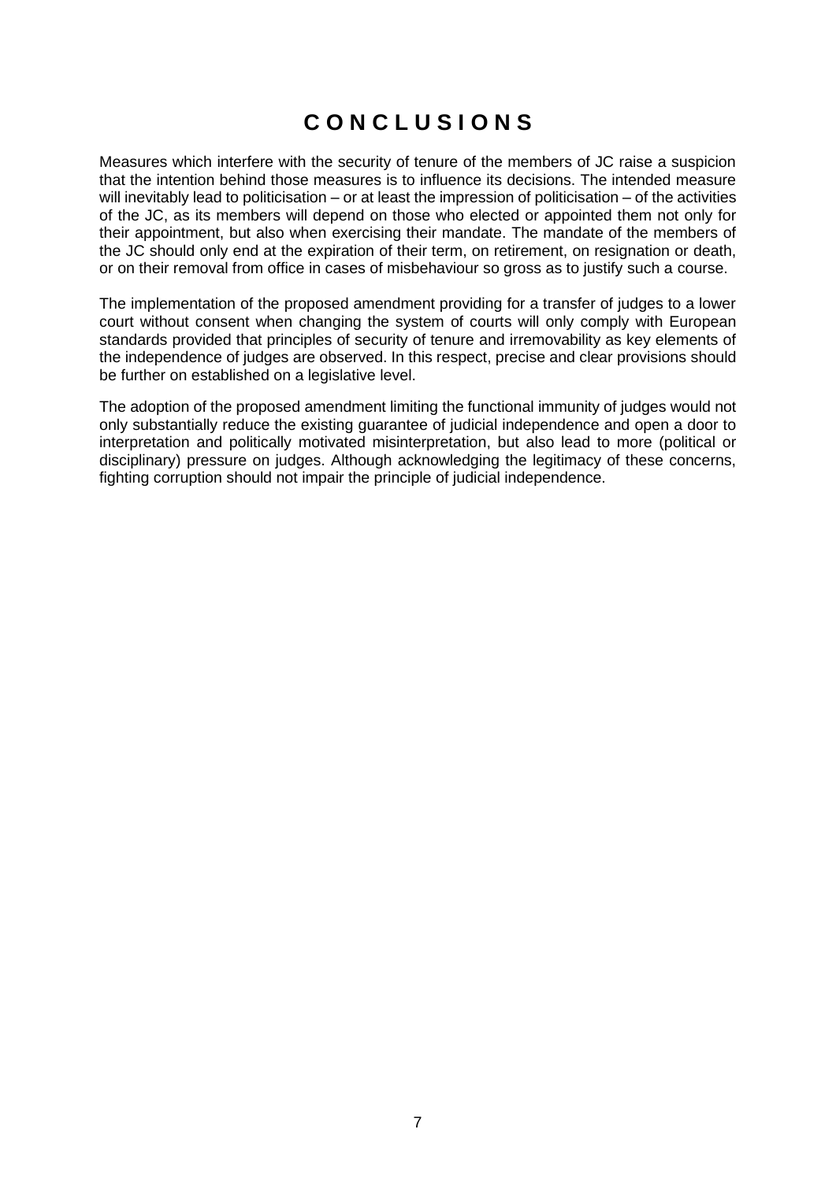# CONCLUSIONS

Measures which interfere with the security of tenure of the members of JC raise a suspicion that the intention behind those measures is to influence its decisions. The intended measure will inevitably lead to politicisation – or at least the impression of politicisation – of the activities of the JC, as its members will depend on those who elected or appointed them not only for their appointment, but also when exercising their mandate. The mandate of the members of the JC should only end at the expiration of their term, on retirement, on resignation or death, or on their removal from office in cases of misbehaviour so gross as to justify such a course.

The implementation of the proposed amendment providing for a transfer of judges to a lower court without consent when changing the system of courts will only comply with European standards provided that principles of security of tenure and irremovability as key elements of the independence of judges are observed. In this respect, precise and clear provisions should be further on established on a legislative level.

The adoption of the proposed amendment limiting the functional immunity of judges would not only substantially reduce the existing guarantee of judicial independence and open a door to interpretation and politically motivated misinterpretation, but also lead to more (political or disciplinary) pressure on judges. Although acknowledging the legitimacy of these concerns, fighting corruption should not impair the principle of judicial independence.